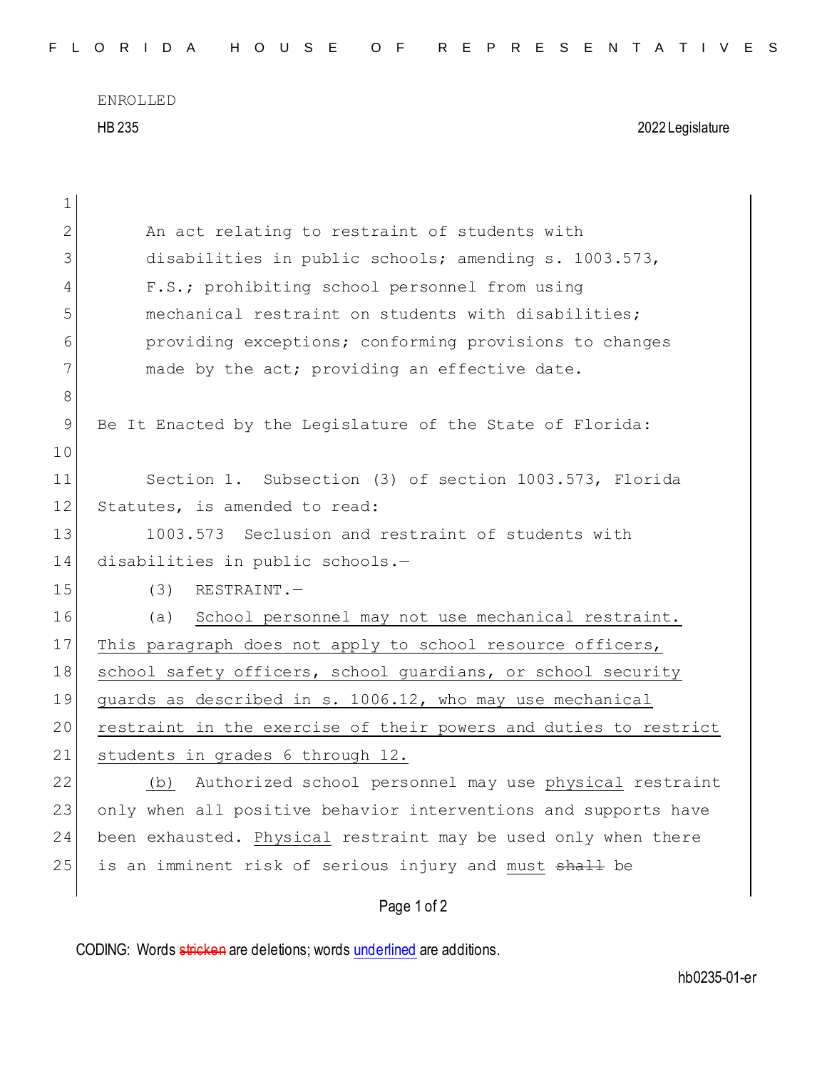ENROLLED

HB 235 2022 Legislature

An act relating to restraint of students with disabilities in public schools; amending s. 1003.573, F.S.; prohibiting school personnel from using mechanical restraint on students with disabilities; providing exceptions; conforming provisions to changes made by the act; providing an effective date.

Be It Enacted by the Legislature of the State of Florida:

Section 1. Subsection (3) of section 1003.573, Florida Statutes, is amended to read:

1003.573 Seclusion and restraint of students with disabilities in public schools.—

(3) RESTRAINT.—

(a) <u>School personnel may not use mechanical restraint. This paragraph does not apply to school resource officers, school safety officers, school guardians, or school security guards as described in s. 1006.12, who may use mechanical restraint in the exercise of their powers and duties to restrict students in grades 6 through 12.</u>

<u>(b)</u> Authorized school personnel may use <u>physical</u> restraint only when all positive behavior interventions and supports have been exhausted. <u>Physical</u> restraint may be used only when there is an imminent risk of serious injury and <u>must</u> ~~shall~~ be

CODING: Words ~~stricken~~ are deletions; words <u>underlined</u> are additions.

hb0235-01-er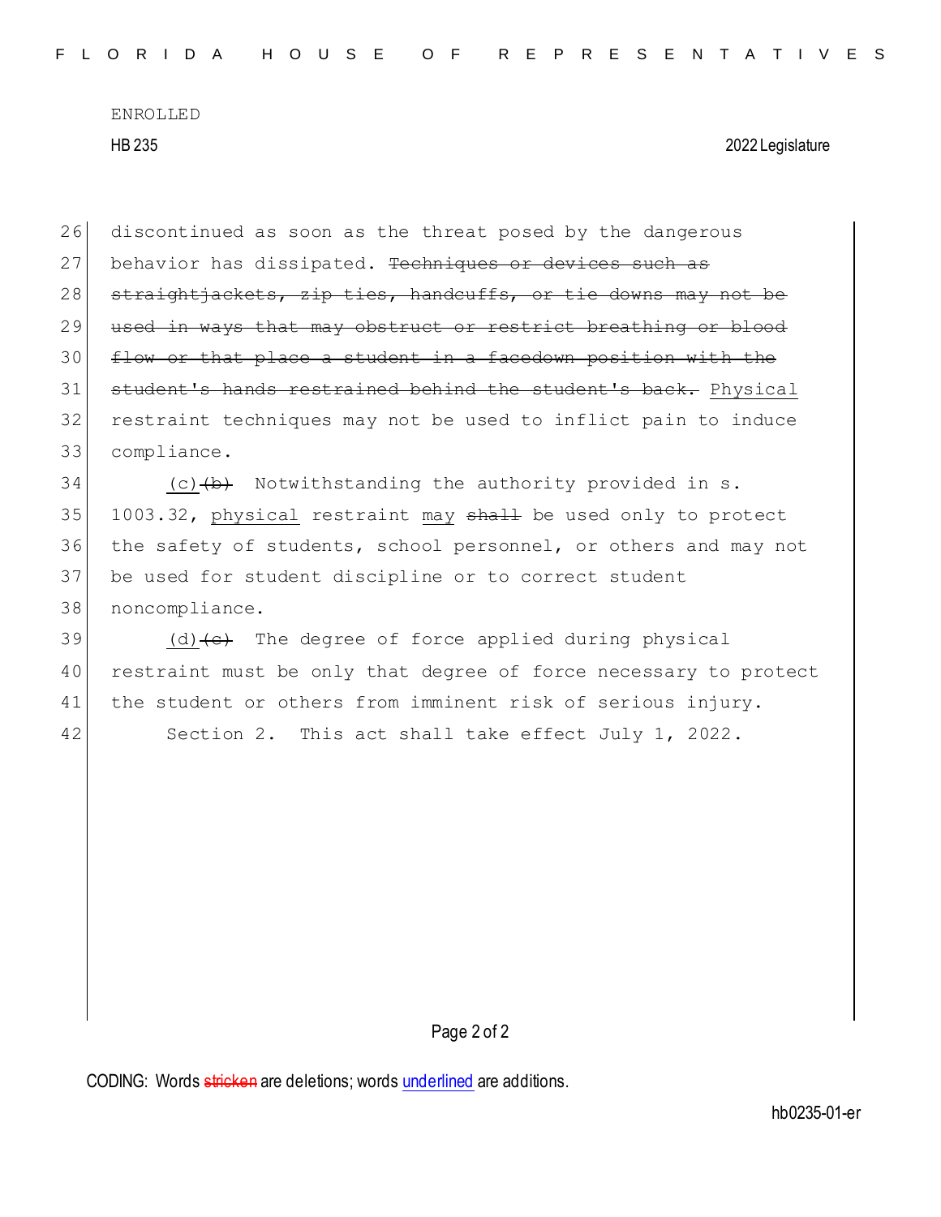ENROLLED

HB 235 2022 Legislature

26 discontinued as soon as the threat posed by the dangerous
27 behavior has dissipated. ~~Techniques or devices such as~~
28 ~~straightjackets, zip ties, handcuffs, or tie downs may not be~~
29 ~~used in ways that may obstruct or restrict breathing or blood~~
30 ~~flow or that place a student in a facedown position with the~~
31 ~~student's hands restrained behind the student's back.~~ <u>Physical</u>
32 restraint techniques may not be used to inflict pain to induce
33 compliance.

34 <u>(c)</u>~~(b)~~ Notwithstanding the authority provided in s.
35 1003.32, <u>physical</u> restraint <u>may</u> ~~shall~~ be used only to protect
36 the safety of students, school personnel, or others and may not
37 be used for student discipline or to correct student
38 noncompliance.

39 <u>(d)</u>~~(c)~~ The degree of force applied during physical
40 restraint must be only that degree of force necessary to protect
41 the student or others from imminent risk of serious injury.

42 Section 2. This act shall take effect July 1, 2022.

CODING: Words ~~stricken~~ are deletions; words <u>underlined</u> are additions.

hb0235-01-er